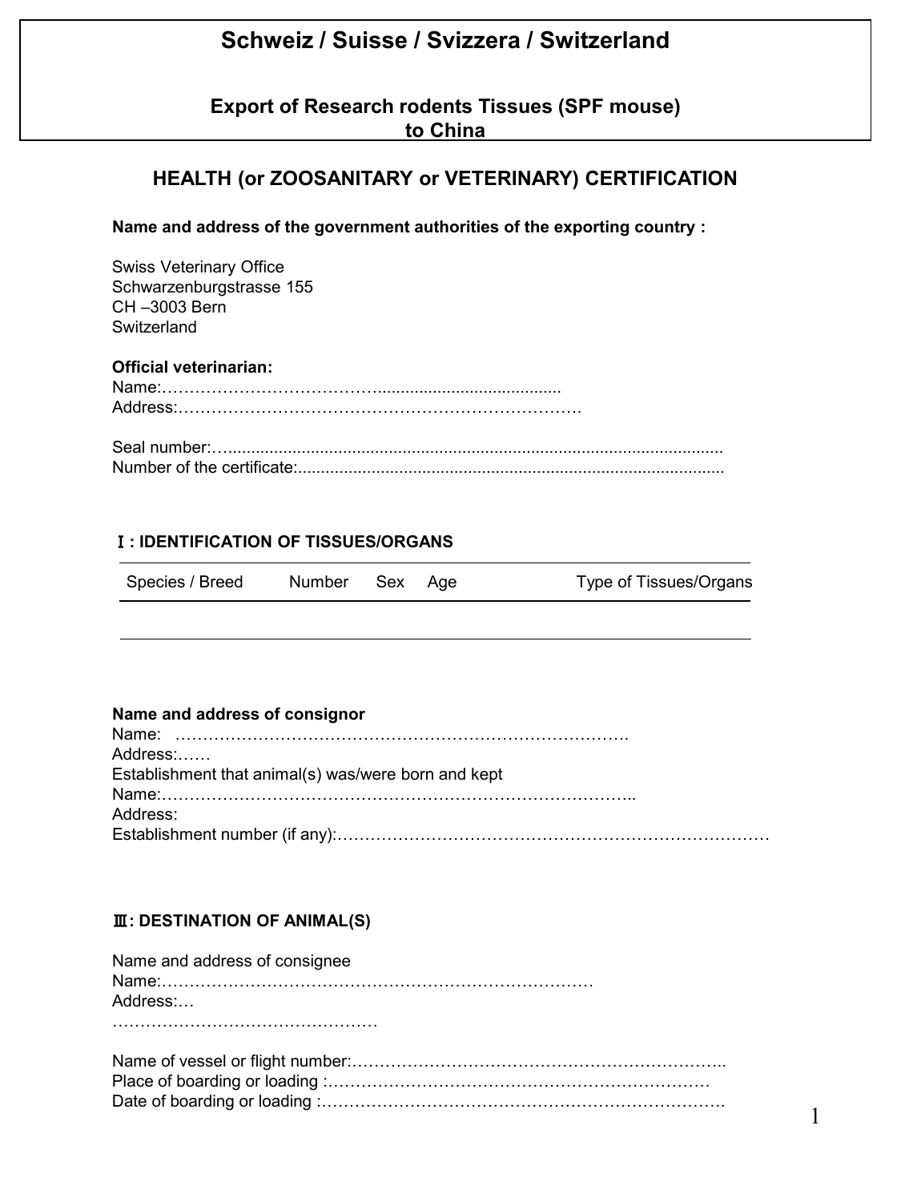# Schweiz / Suisse / Svizzera / Switzerland

### Export of Research rodents Tissues (SPF mouse) to China

## HEALTH (or ZOOSANITARY or VETERINARY) CERTIFICATION

**Name and address of the government authorities of the exporting country :**

Swiss Veterinary Office
Schwarzenburgstrasse 155
CH –3003 Bern
Switzerland

**Official veterinarian:**
Name:………………………………........................................
Address:…………………………………………………………………

Seal number:…..........................................................................................................
Number of the certificate:............................................................................................

### Ⅰ: IDENTIFICATION OF TISSUES/ORGANS

| Species / Breed | Number | Sex | Age | Type of Tissues/Organs |
|---|---|---|---|---|
| | | | | |

**Name and address of consignor**
Name: ……………………………………………………………………….
Address:……
Establishment that animal(s) was/were born and kept
Name:…………………………………………………………………………..
Address:
Establishment number (if any):…………………………………………………………………

### Ⅲ: DESTINATION OF ANIMAL(S)

Name and address of consignee
Name:……………………………………………………………………
Address:…
…………………………………………

Name of vessel or flight number:…………………………………………………………..
Place of boarding or loading :……………………………………………………………
Date of boarding or loading :……………………………………………………………….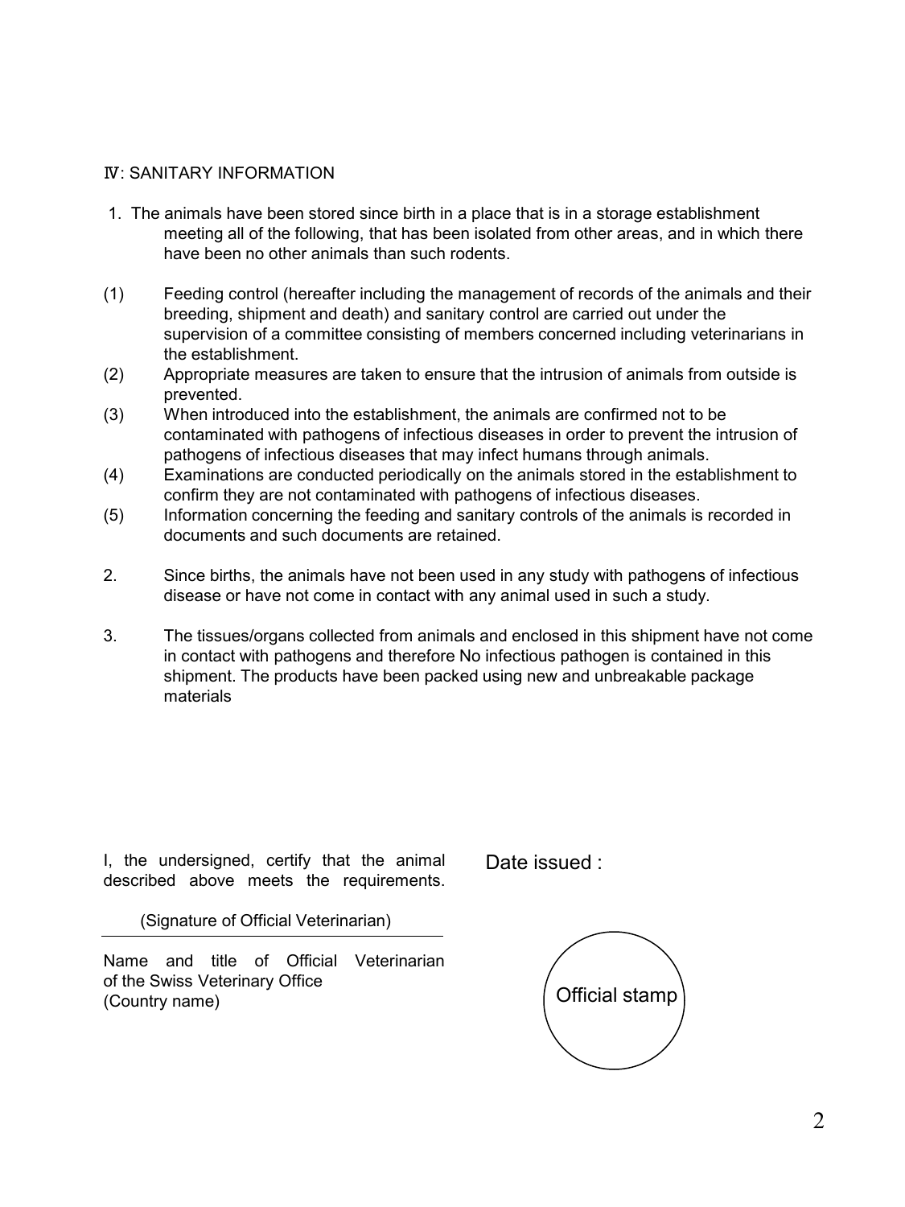Ⅳ: SANITARY INFORMATION

1. The animals have been stored since birth in a place that is in a storage establishment meeting all of the following, that has been isolated from other areas, and in which there have been no other animals than such rodents.

(1) Feeding control (hereafter including the management of records of the animals and their breeding, shipment and death) and sanitary control are carried out under the supervision of a committee consisting of members concerned including veterinarians in the establishment.

(2) Appropriate measures are taken to ensure that the intrusion of animals from outside is prevented.

(3) When introduced into the establishment, the animals are confirmed not to be contaminated with pathogens of infectious diseases in order to prevent the intrusion of pathogens of infectious diseases that may infect humans through animals.

(4) Examinations are conducted periodically on the animals stored in the establishment to confirm they are not contaminated with pathogens of infectious diseases.

(5) Information concerning the feeding and sanitary controls of the animals is recorded in documents and such documents are retained.

2. Since births, the animals have not been used in any study with pathogens of infectious disease or have not come in contact with any animal used in such a study.

3. The tissues/organs collected from animals and enclosed in this shipment have not come in contact with pathogens and therefore No infectious pathogen is contained in this shipment. The products have been packed using new and unbreakable package materials

I, the undersigned, certify that the animal described above meets the requirements.

Date issued :

(Signature of Official Veterinarian)

Name and title of Official Veterinarian of the Swiss Veterinary Office
(Country name)

Official stamp